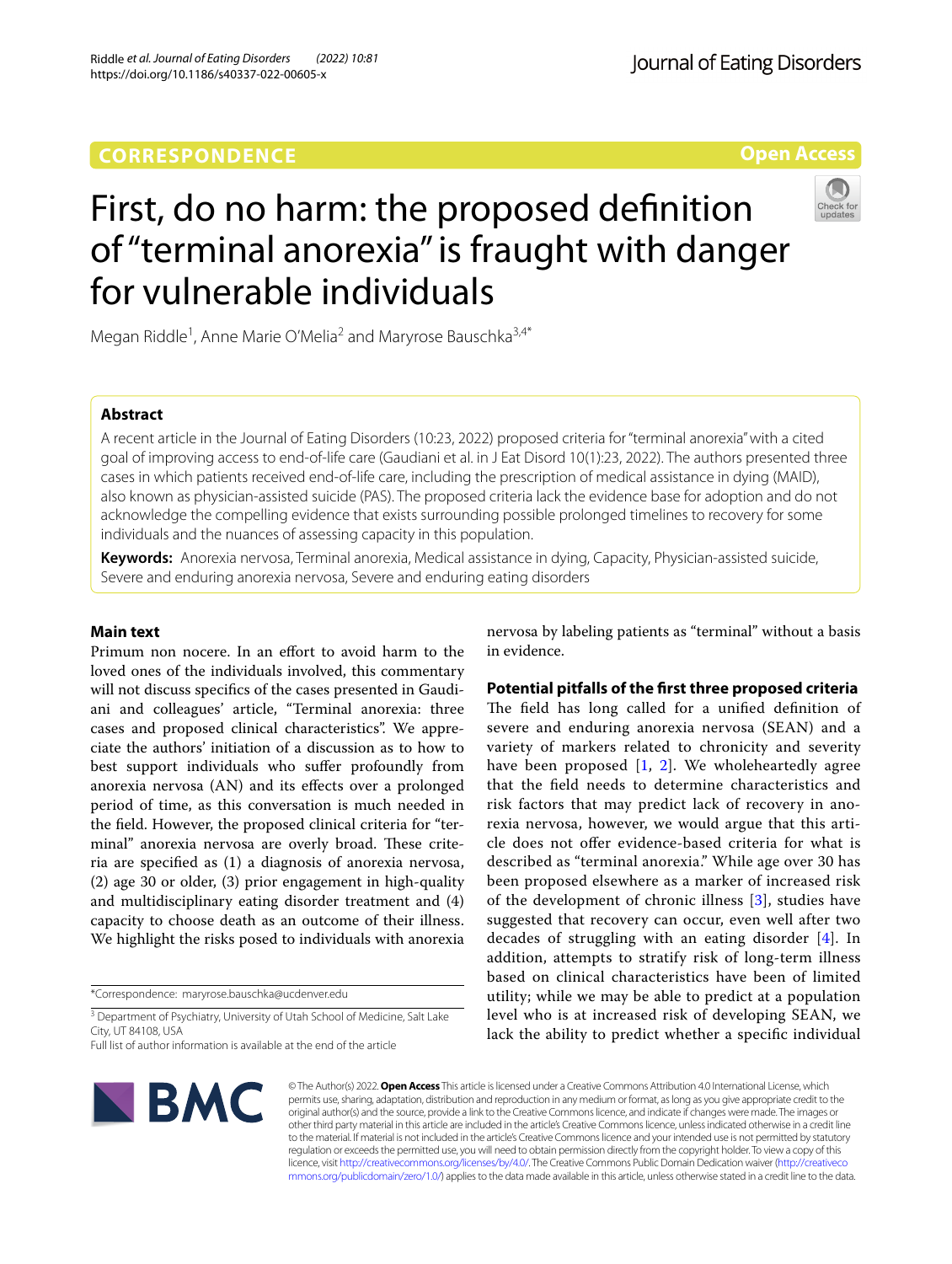CORRESPONDENCE

Open Access

# First, do no harm: the proposed definition of "terminal anorexia" is fraught with danger for vulnerable individuals

Megan Riddle[1], Anne Marie O'Melia[2] and Maryrose Bauschka[3,4*]

## Abstract

A recent article in the Journal of Eating Disorders (10:23, 2022) proposed criteria for "terminal anorexia" with a cited goal of improving access to end-of-life care (Gaudiani et al. in J Eat Disord 10(1):23, 2022). The authors presented three cases in which patients received end-of-life care, including the prescription of medical assistance in dying (MAID), also known as physician-assisted suicide (PAS). The proposed criteria lack the evidence base for adoption and do not acknowledge the compelling evidence that exists surrounding possible prolonged timelines to recovery for some individuals and the nuances of assessing capacity in this population.

**Keywords:** Anorexia nervosa, Terminal anorexia, Medical assistance in dying, Capacity, Physician-assisted suicide, Severe and enduring anorexia nervosa, Severe and enduring eating disorders

## Main text

Primum non nocere. In an effort to avoid harm to the loved ones of the individuals involved, this commentary will not discuss specifics of the cases presented in Gaudiani and colleagues' article, "Terminal anorexia: three cases and proposed clinical characteristics". We appreciate the authors' initiation of a discussion as to how to best support individuals who suffer profoundly from anorexia nervosa (AN) and its effects over a prolonged period of time, as this conversation is much needed in the field. However, the proposed clinical criteria for "terminal" anorexia nervosa are overly broad. These criteria are specified as (1) a diagnosis of anorexia nervosa, (2) age 30 or older, (3) prior engagement in high-quality and multidisciplinary eating disorder treatment and (4) capacity to choose death as an outcome of their illness. We highlight the risks posed to individuals with anorexia nervosa by labeling patients as "terminal" without a basis in evidence.

### Potential pitfalls of the first three proposed criteria

The field has long called for a unified definition of severe and enduring anorexia nervosa (SEAN) and a variety of markers related to chronicity and severity have been proposed [1, 2]. We wholeheartedly agree that the field needs to determine characteristics and risk factors that may predict lack of recovery in anorexia nervosa, however, we would argue that this article does not offer evidence-based criteria for what is described as "terminal anorexia." While age over 30 has been proposed elsewhere as a marker of increased risk of the development of chronic illness [3], studies have suggested that recovery can occur, even well after two decades of struggling with an eating disorder [4]. In addition, attempts to stratify risk of long-term illness based on clinical characteristics have been of limited utility; while we may be able to predict at a population level who is at increased risk of developing SEAN, we lack the ability to predict whether a specific individual

*Correspondence: maryrose.bauschka@ucdenver.edu

[3] Department of Psychiatry, University of Utah School of Medicine, Salt Lake City, UT 84108, USA

Full list of author information is available at the end of the article

© The Author(s) 2022. **Open Access** This article is licensed under a Creative Commons Attribution 4.0 International License, which permits use, sharing, adaptation, distribution and reproduction in any medium or format, as long as you give appropriate credit to the original author(s) and the source, provide a link to the Creative Commons licence, and indicate if changes were made. The images or other third party material in this article are included in the article's Creative Commons licence, unless indicated otherwise in a credit line to the material. If material is not included in the article's Creative Commons licence and your intended use is not permitted by statutory regulation or exceeds the permitted use, you will need to obtain permission directly from the copyright holder. To view a copy of this licence, visit http://creativecommons.org/licenses/by/4.0/. The Creative Commons Public Domain Dedication waiver (http://creativecommons.org/publicdomain/zero/1.0/) applies to the data made available in this article, unless otherwise stated in a credit line to the data.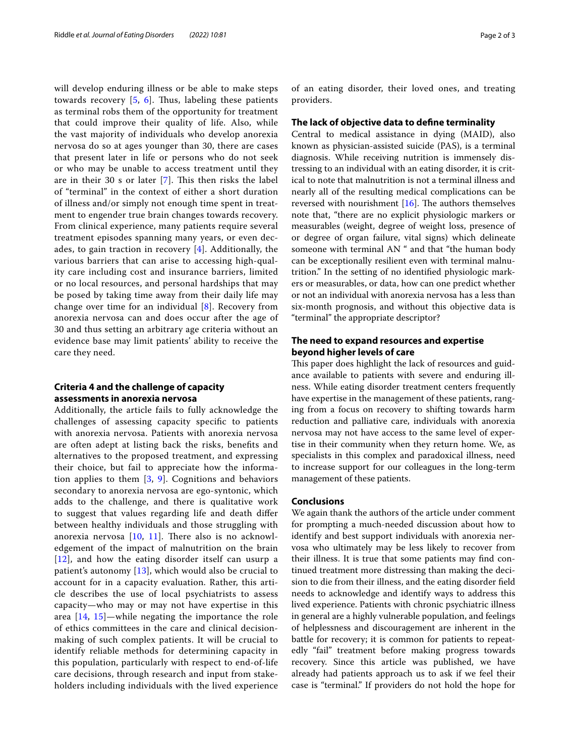will develop enduring illness or be able to make steps towards recovery [5, 6]. Thus, labeling these patients as terminal robs them of the opportunity for treatment that could improve their quality of life. Also, while the vast majority of individuals who develop anorexia nervosa do so at ages younger than 30, there are cases that present later in life or persons who do not seek or who may be unable to access treatment until they are in their 30 s or later [7]. This then risks the label of "terminal" in the context of either a short duration of illness and/or simply not enough time spent in treatment to engender true brain changes towards recovery. From clinical experience, many patients require several treatment episodes spanning many years, or even decades, to gain traction in recovery [4]. Additionally, the various barriers that can arise to accessing high-quality care including cost and insurance barriers, limited or no local resources, and personal hardships that may be posed by taking time away from their daily life may change over time for an individual [8]. Recovery from anorexia nervosa can and does occur after the age of 30 and thus setting an arbitrary age criteria without an evidence base may limit patients' ability to receive the care they need.

## Criteria 4 and the challenge of capacity assessments in anorexia nervosa

Additionally, the article fails to fully acknowledge the challenges of assessing capacity specific to patients with anorexia nervosa. Patients with anorexia nervosa are often adept at listing back the risks, benefits and alternatives to the proposed treatment, and expressing their choice, but fail to appreciate how the information applies to them [3, 9]. Cognitions and behaviors secondary to anorexia nervosa are ego-syntonic, which adds to the challenge, and there is qualitative work to suggest that values regarding life and death differ between healthy individuals and those struggling with anorexia nervosa [10, 11]. There also is no acknowledgement of the impact of malnutrition on the brain [12], and how the eating disorder itself can usurp a patient's autonomy [13], which would also be crucial to account for in a capacity evaluation. Rather, this article describes the use of local psychiatrists to assess capacity—who may or may not have expertise in this area [14, 15]—while negating the importance the role of ethics committees in the care and clinical decision-making of such complex patients. It will be crucial to identify reliable methods for determining capacity in this population, particularly with respect to end-of-life care decisions, through research and input from stakeholders including individuals with the lived experience of an eating disorder, their loved ones, and treating providers.

## The lack of objective data to define terminality

Central to medical assistance in dying (MAID), also known as physician-assisted suicide (PAS), is a terminal diagnosis. While receiving nutrition is immensely distressing to an individual with an eating disorder, it is critical to note that, malnutrition is not a terminal illness and nearly all of the resulting medical complications can be reversed with nourishment [16]. The authors themselves note that, "there are no explicit physiologic markers or measurables (weight, degree of weight loss, presence of or degree of organ failure, vital signs) which delineate someone with terminal AN " and that "the human body can be exceptionally resilient even with terminal malnutrition." In the setting of no identified physiologic markers or measurables, or data, how can one predict whether or not an individual with anorexia nervosa has a less than six-month prognosis, and without this objective data is "terminal" the appropriate descriptor?

## The need to expand resources and expertise beyond higher levels of care

This paper does highlight the lack of resources and guidance available to patients with severe and enduring illness. While eating disorder treatment centers frequently have expertise in the management of these patients, ranging from a focus on recovery to shifting towards harm reduction and palliative care, individuals with anorexia nervosa may not have access to the same level of expertise in their community when they return home. We, as specialists in this complex and paradoxical illness, need to increase support for our colleagues in the long-term management of these patients.

## Conclusions

We again thank the authors of the article under comment for prompting a much-needed discussion about how to identify and best support individuals with anorexia nervosa who ultimately may be less likely to recover from their illness. It is true that some patients may find continued treatment more distressing than making the decision to die from their illness, and the eating disorder field needs to acknowledge and identify ways to address this lived experience. Patients with chronic psychiatric illness in general are a highly vulnerable population, and feelings of helplessness and discouragement are inherent in the battle for recovery; it is common for patients to repeatedly "fail" treatment before making progress towards recovery. Since this article was published, we have already had patients approach us to ask if we feel their case is "terminal." If providers do not hold the hope for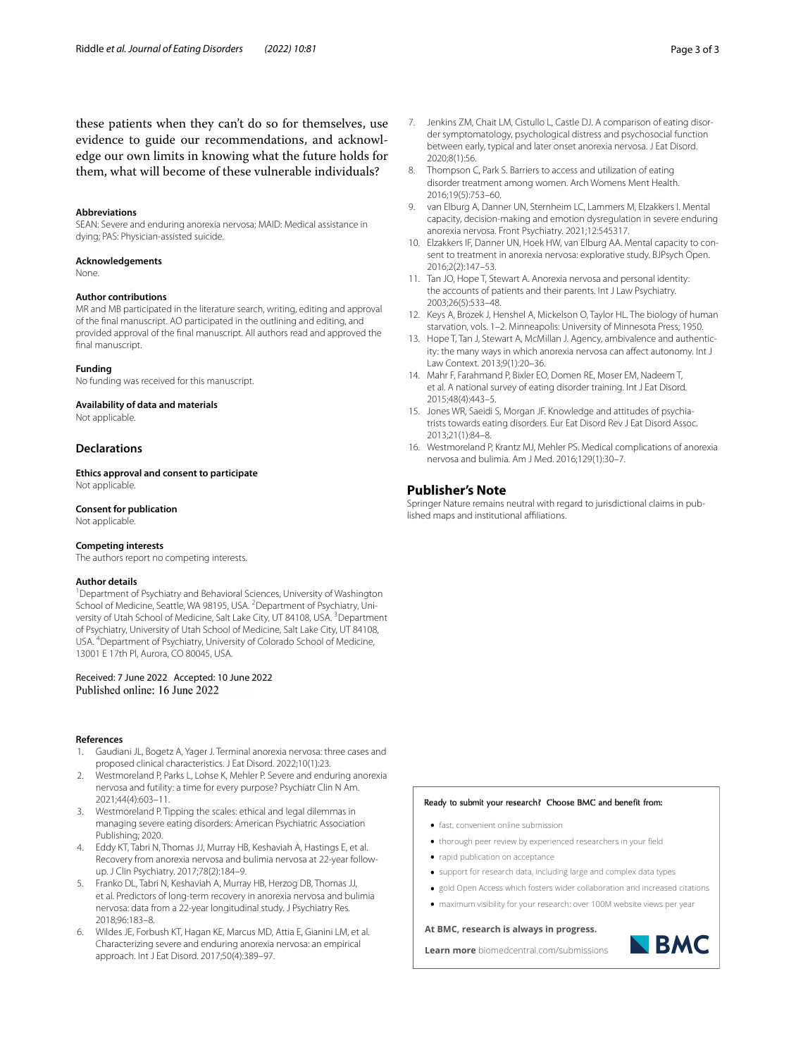these patients when they can't do so for themselves, use evidence to guide our recommendations, and acknowledge our own limits in knowing what the future holds for them, what will become of these vulnerable individuals?

### Abbreviations
SEAN: Severe and enduring anorexia nervosa; MAID: Medical assistance in dying; PAS: Physician-assisted suicide.

### Acknowledgements
None.

### Author contributions
MR and MB participated in the literature search, writing, editing and approval of the final manuscript. AO participated in the outlining and editing, and provided approval of the final manuscript. All authors read and approved the final manuscript.

### Funding
No funding was received for this manuscript.

### Availability of data and materials
Not applicable.

## Declarations

### Ethics approval and consent to participate
Not applicable.

### Consent for publication
Not applicable.

### Competing interests
The authors report no competing interests.

### Author details
[1]Department of Psychiatry and Behavioral Sciences, University of Washington School of Medicine, Seattle, WA 98195, USA. [2]Department of Psychiatry, University of Utah School of Medicine, Salt Lake City, UT 84108, USA. [3]Department of Psychiatry, University of Utah School of Medicine, Salt Lake City, UT 84108, USA. [4]Department of Psychiatry, University of Colorado School of Medicine, 13001 E 17th Pl, Aurora, CO 80045, USA.

Received: 7 June 2022 Accepted: 10 June 2022
Published online: 16 June 2022

### References
1. Gaudiani JL, Bogetz A, Yager J. Terminal anorexia nervosa: three cases and proposed clinical characteristics. J Eat Disord. 2022;10(1):23.
2. Westmoreland P, Parks L, Lohse K, Mehler P. Severe and enduring anorexia nervosa and futility: a time for every purpose? Psychiatr Clin N Am. 2021;44(4):603–11.
3. Westmoreland P. Tipping the scales: ethical and legal dilemmas in managing severe eating disorders: American Psychiatric Association Publishing; 2020.
4. Eddy KT, Tabri N, Thomas JJ, Murray HB, Keshaviah A, Hastings E, et al. Recovery from anorexia nervosa and bulimia nervosa at 22-year follow-up. J Clin Psychiatry. 2017;78(2):184–9.
5. Franko DL, Tabri N, Keshaviah A, Murray HB, Herzog DB, Thomas JJ, et al. Predictors of long-term recovery in anorexia nervosa and bulimia nervosa: data from a 22-year longitudinal study. J Psychiatry Res. 2018;96:183–8.
6. Wildes JE, Forbush KT, Hagan KE, Marcus MD, Attia E, Gianini LM, et al. Characterizing severe and enduring anorexia nervosa: an empirical approach. Int J Eat Disord. 2017;50(4):389–97.
7. Jenkins ZM, Chait LM, Cistullo L, Castle DJ. A comparison of eating disorder symptomatology, psychological distress and psychosocial function between early, typical and later onset anorexia nervosa. J Eat Disord. 2020;8(1):56.
8. Thompson C, Park S. Barriers to access and utilization of eating disorder treatment among women. Arch Womens Ment Health. 2016;19(5):753–60.
9. van Elburg A, Danner UN, Sternheim LC, Lammers M, Elzakkers I. Mental capacity, decision-making and emotion dysregulation in severe enduring anorexia nervosa. Front Psychiatry. 2021;12:545317.
10. Elzakkers IF, Danner UN, Hoek HW, van Elburg AA. Mental capacity to consent to treatment in anorexia nervosa: explorative study. BJPsych Open. 2016;2(2):147–53.
11. Tan JO, Hope T, Stewart A. Anorexia nervosa and personal identity: the accounts of patients and their parents. Int J Law Psychiatry. 2003;26(5):533–48.
12. Keys A, Brozek J, Henshel A, Mickelson O, Taylor HL. The biology of human starvation, vols. 1–2. Minneapolis: University of Minnesota Press; 1950.
13. Hope T, Tan J, Stewart A, McMillan J. Agency, ambivalence and authenticity: the many ways in which anorexia nervosa can affect autonomy. Int J Law Context. 2013;9(1):20–36.
14. Mahr F, Farahmand P, Bixler EO, Domen RE, Moser EM, Nadeem T, et al. A national survey of eating disorder training. Int J Eat Disord. 2015;48(4):443–5.
15. Jones WR, Saeidi S, Morgan JF. Knowledge and attitudes of psychiatrists towards eating disorders. Eur Eat Disord Rev J Eat Disord Assoc. 2013;21(1):84–8.
16. Westmoreland P, Krantz MJ, Mehler PS. Medical complications of anorexia nervosa and bulimia. Am J Med. 2016;129(1):30–7.

## Publisher's Note
Springer Nature remains neutral with regard to jurisdictional claims in published maps and institutional affiliations.

Ready to submit your research? Choose BMC and benefit from:

- fast, convenient online submission
- thorough peer review by experienced researchers in your field
- rapid publication on acceptance
- support for research data, including large and complex data types
- gold Open Access which fosters wider collaboration and increased citations
- maximum visibility for your research: over 100M website views per year

**At BMC, research is always in progress.**

**Learn more** biomedcentral.com/submissions

BMC